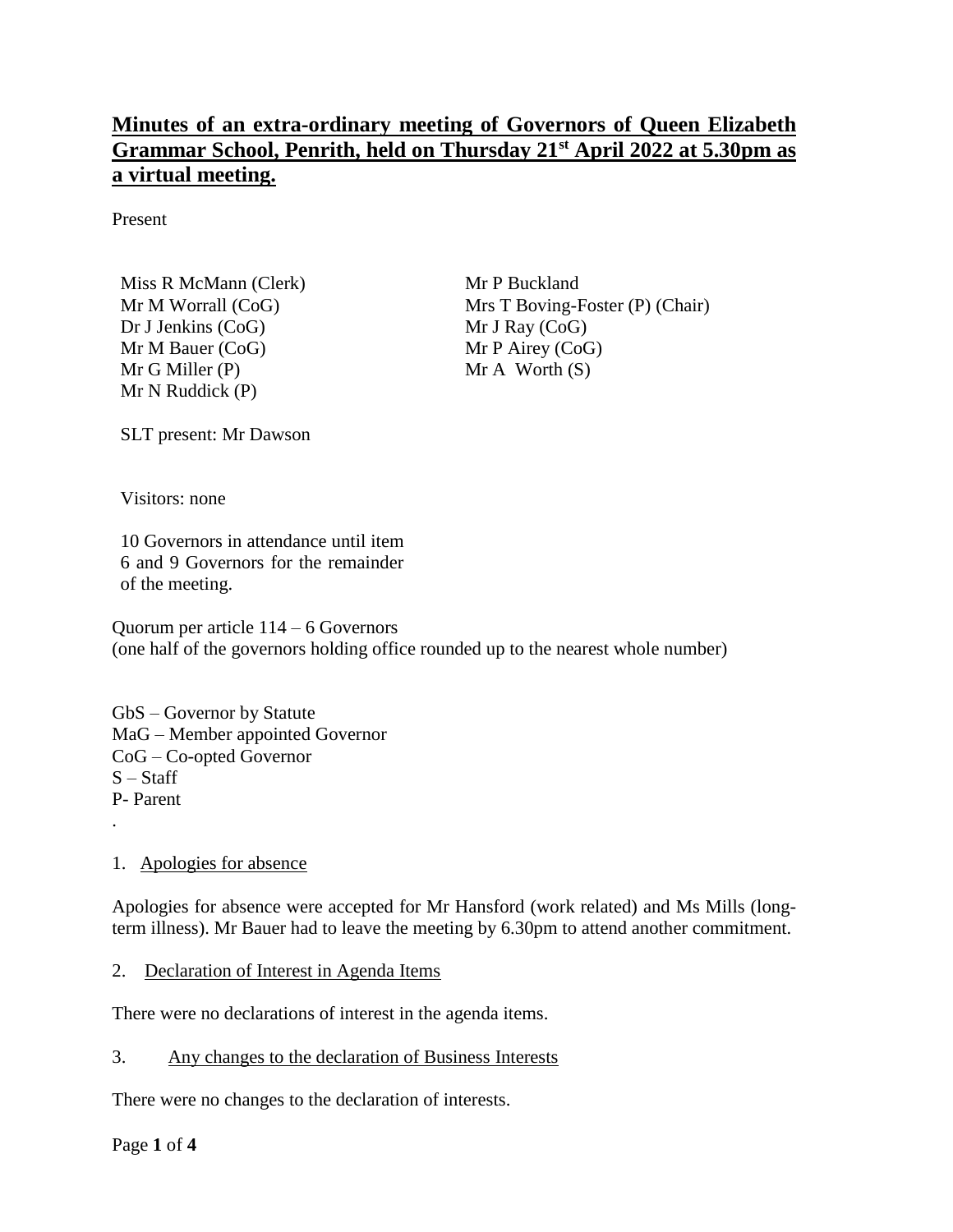# Minutes of an extra-ordinary meeting of Governors of Queen Elizabeth Grammar School, Penrith, held on Thursday 21st April 2022 at 5.30pm as a virtual meeting.

Present

Miss R McMann (Clerk)
Mr M Worrall (CoG)
Dr J Jenkins (CoG)
Mr M Bauer (CoG)
Mr G Miller (P)
Mr N Ruddick (P)
Mr P Buckland
Mrs T Boving-Foster (P) (Chair)
Mr J Ray (CoG)
Mr P Airey (CoG)
Mr A Worth (S)

SLT present: Mr Dawson

Visitors: none

10 Governors in attendance until item 6 and 9 Governors for the remainder of the meeting.

Quorum per article 114 – 6 Governors
(one half of the governors holding office rounded up to the nearest whole number)

GbS – Governor by Statute
MaG – Member appointed Governor
CoG – Co-opted Governor
S – Staff
P- Parent
.

1. Apologies for absence

Apologies for absence were accepted for Mr Hansford (work related) and Ms Mills (long-term illness). Mr Bauer had to leave the meeting by 6.30pm to attend another commitment.

2. Declaration of Interest in Agenda Items

There were no declarations of interest in the agenda items.

3. Any changes to the declaration of Business Interests

There were no changes to the declaration of interests.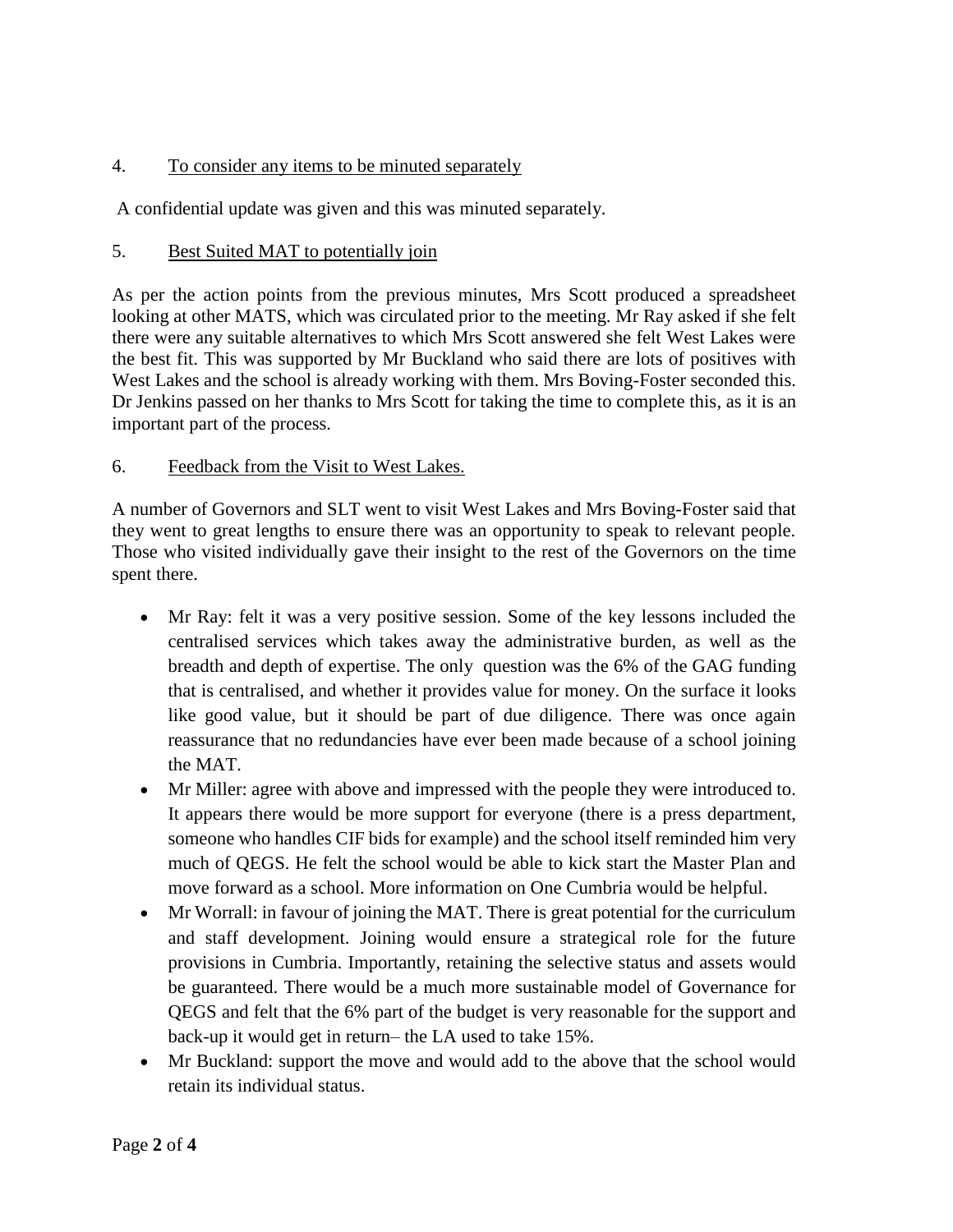4. <u>To consider any items to be minuted separately</u>

A confidential update was given and this was minuted separately.

5. <u>Best Suited MAT to potentially join</u>

As per the action points from the previous minutes, Mrs Scott produced a spreadsheet looking at other MATS, which was circulated prior to the meeting. Mr Ray asked if she felt there were any suitable alternatives to which Mrs Scott answered she felt West Lakes were the best fit. This was supported by Mr Buckland who said there are lots of positives with West Lakes and the school is already working with them. Mrs Boving-Foster seconded this. Dr Jenkins passed on her thanks to Mrs Scott for taking the time to complete this, as it is an important part of the process.

6. <u>Feedback from the Visit to West Lakes.</u>

A number of Governors and SLT went to visit West Lakes and Mrs Boving-Foster said that they went to great lengths to ensure there was an opportunity to speak to relevant people. Those who visited individually gave their insight to the rest of the Governors on the time spent there.

- Mr Ray: felt it was a very positive session. Some of the key lessons included the centralised services which takes away the administrative burden, as well as the breadth and depth of expertise. The only question was the 6% of the GAG funding that is centralised, and whether it provides value for money. On the surface it looks like good value, but it should be part of due diligence. There was once again reassurance that no redundancies have ever been made because of a school joining the MAT.
- Mr Miller: agree with above and impressed with the people they were introduced to. It appears there would be more support for everyone (there is a press department, someone who handles CIF bids for example) and the school itself reminded him very much of QEGS. He felt the school would be able to kick start the Master Plan and move forward as a school. More information on One Cumbria would be helpful.
- Mr Worrall: in favour of joining the MAT. There is great potential for the curriculum and staff development. Joining would ensure a strategical role for the future provisions in Cumbria. Importantly, retaining the selective status and assets would be guaranteed. There would be a much more sustainable model of Governance for QEGS and felt that the 6% part of the budget is very reasonable for the support and back-up it would get in return– the LA used to take 15%.
- Mr Buckland: support the move and would add to the above that the school would retain its individual status.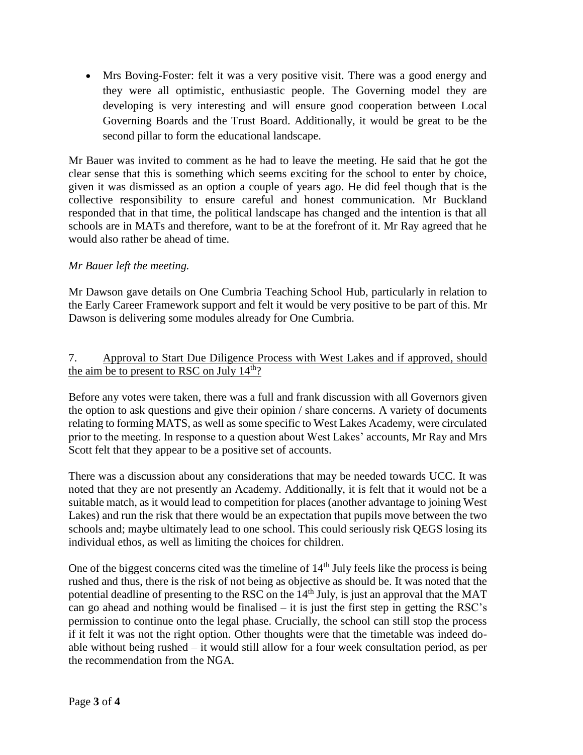- Mrs Boving-Foster: felt it was a very positive visit. There was a good energy and they were all optimistic, enthusiastic people. The Governing model they are developing is very interesting and will ensure good cooperation between Local Governing Boards and the Trust Board. Additionally, it would be great to be the second pillar to form the educational landscape.

Mr Bauer was invited to comment as he had to leave the meeting. He said that he got the clear sense that this is something which seems exciting for the school to enter by choice, given it was dismissed as an option a couple of years ago. He did feel though that is the collective responsibility to ensure careful and honest communication. Mr Buckland responded that in that time, the political landscape has changed and the intention is that all schools are in MATs and therefore, want to be at the forefront of it. Mr Ray agreed that he would also rather be ahead of time.

*Mr Bauer left the meeting.*

Mr Dawson gave details on One Cumbria Teaching School Hub, particularly in relation to the Early Career Framework support and felt it would be very positive to be part of this. Mr Dawson is delivering some modules already for One Cumbria.

7. Approval to Start Due Diligence Process with West Lakes and if approved, should the aim be to present to RSC on July 14th?

Before any votes were taken, there was a full and frank discussion with all Governors given the option to ask questions and give their opinion / share concerns. A variety of documents relating to forming MATS, as well as some specific to West Lakes Academy, were circulated prior to the meeting. In response to a question about West Lakes' accounts, Mr Ray and Mrs Scott felt that they appear to be a positive set of accounts.

There was a discussion about any considerations that may be needed towards UCC. It was noted that they are not presently an Academy. Additionally, it is felt that it would not be a suitable match, as it would lead to competition for places (another advantage to joining West Lakes) and run the risk that there would be an expectation that pupils move between the two schools and; maybe ultimately lead to one school. This could seriously risk QEGS losing its individual ethos, as well as limiting the choices for children.

One of the biggest concerns cited was the timeline of 14th July feels like the process is being rushed and thus, there is the risk of not being as objective as should be. It was noted that the potential deadline of presenting to the RSC on the 14th July, is just an approval that the MAT can go ahead and nothing would be finalised – it is just the first step in getting the RSC's permission to continue onto the legal phase. Crucially, the school can still stop the process if it felt it was not the right option. Other thoughts were that the timetable was indeed do-able without being rushed – it would still allow for a four week consultation period, as per the recommendation from the NGA.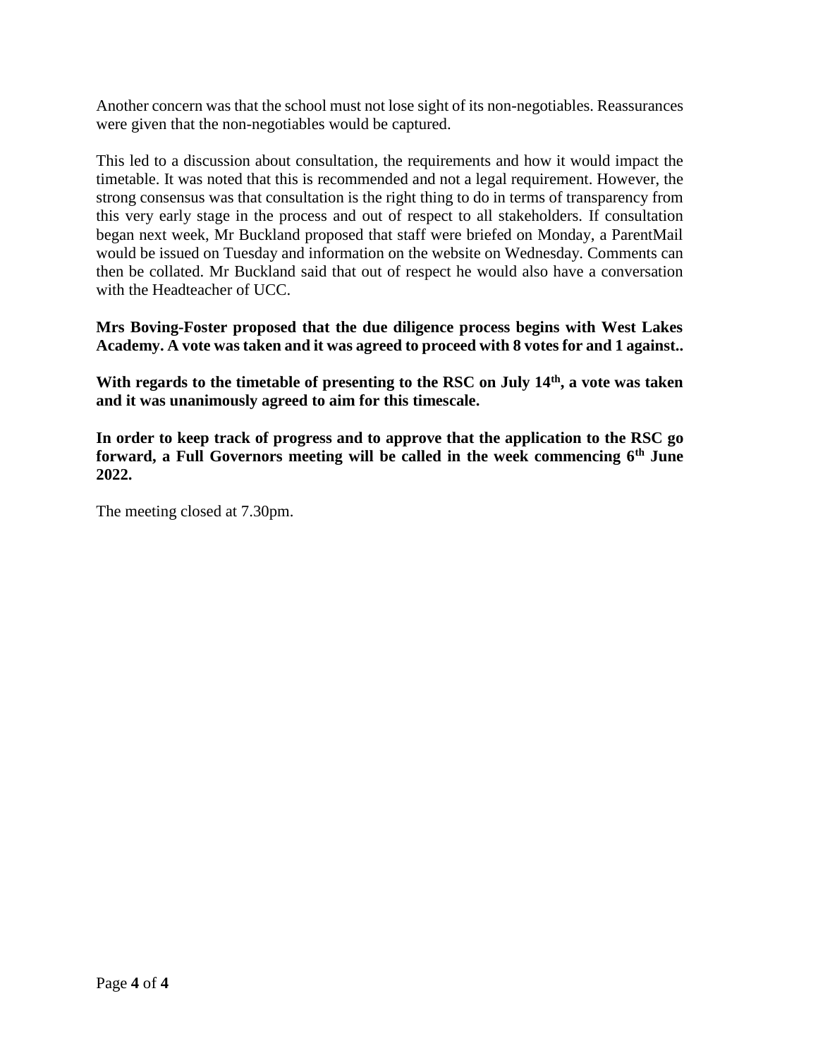Another concern was that the school must not lose sight of its non-negotiables. Reassurances were given that the non-negotiables would be captured.

This led to a discussion about consultation, the requirements and how it would impact the timetable. It was noted that this is recommended and not a legal requirement. However, the strong consensus was that consultation is the right thing to do in terms of transparency from this very early stage in the process and out of respect to all stakeholders. If consultation began next week, Mr Buckland proposed that staff were briefed on Monday, a ParentMail would be issued on Tuesday and information on the website on Wednesday. Comments can then be collated. Mr Buckland said that out of respect he would also have a conversation with the Headteacher of UCC.

**Mrs Boving-Foster proposed that the due diligence process begins with West Lakes Academy. A vote was taken and it was agreed to proceed with 8 votes for and 1 against..**

**With regards to the timetable of presenting to the RSC on July 14th, a vote was taken and it was unanimously agreed to aim for this timescale.**

**In order to keep track of progress and to approve that the application to the RSC go forward, a Full Governors meeting will be called in the week commencing 6th June 2022.**

The meeting closed at 7.30pm.